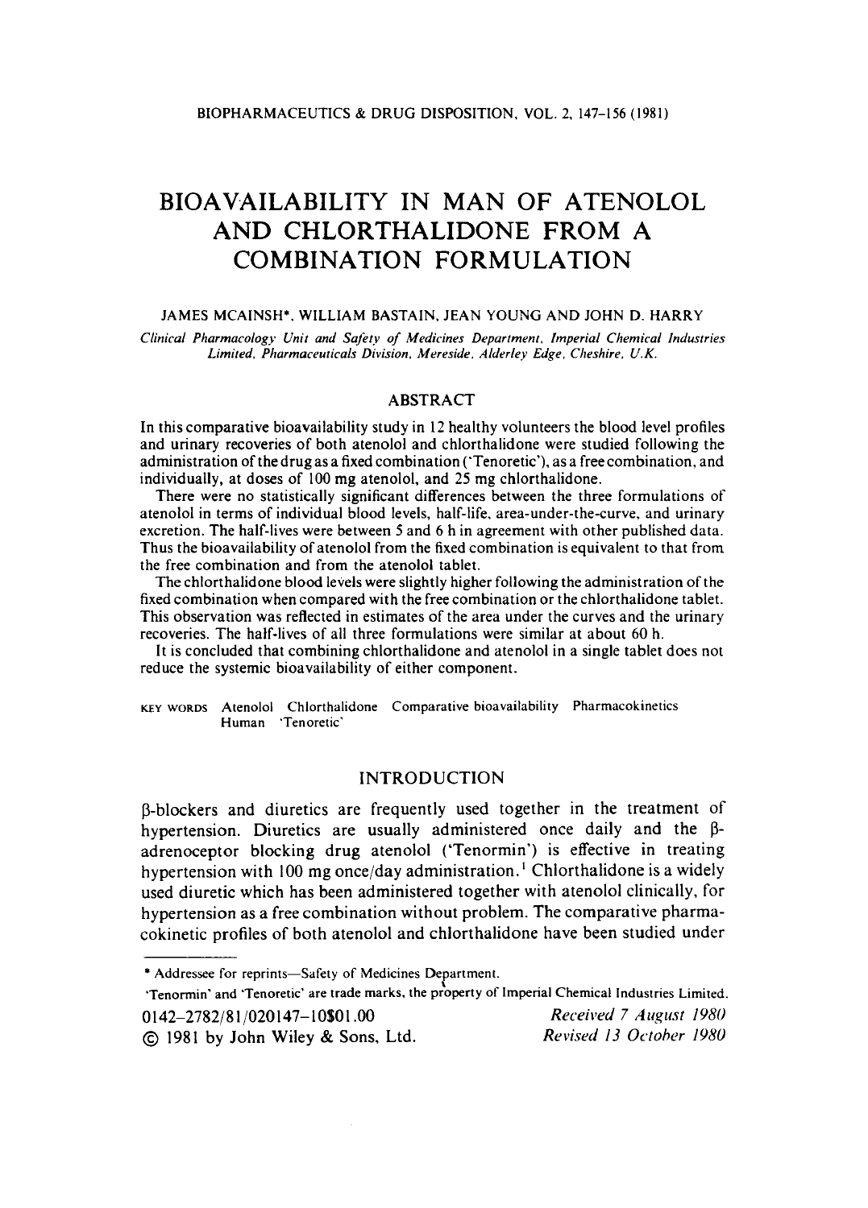# BIOAVAILABILITY IN MAN OF ATENOLOL AND CHLORTHALIDONE FROM A COMBINATION FORMULATION

JAMES MCAINSH*, WILLIAM BASTAIN, JEAN YOUNG AND JOHN D. HARRY

*Clinical Pharmacology Unit and Safety of Medicines Department, Imperial Chemical Industries Limited, Pharmaceuticals Division, Mereside, Alderley Edge, Cheshire, U.K.*

## ABSTRACT

In this comparative bioavailability study in 12 healthy volunteers the blood level profiles and urinary recoveries of both atenolol and chlorthalidone were studied following the administration of the drug as a fixed combination ('Tenoretic'), as a free combination, and individually, at doses of 100 mg atenolol, and 25 mg chlorthalidone.

There were no statistically significant differences between the three formulations of atenolol in terms of individual blood levels, half-life, area-under-the-curve, and urinary excretion. The half-lives were between 5 and 6 h in agreement with other published data. Thus the bioavailability of atenolol from the fixed combination is equivalent to that from the free combination and from the atenolol tablet.

The chlorthalidone blood levels were slightly higher following the administration of the fixed combination when compared with the free combination or the chlorthalidone tablet. This observation was reflected in estimates of the area under the curves and the urinary recoveries. The half-lives of all three formulations were similar at about 60 h.

It is concluded that combining chlorthalidone and atenolol in a single tablet does not reduce the systemic bioavailability of either component.

KEY WORDS Atenolol Chlorthalidone Comparative bioavailability Pharmacokinetics Human 'Tenoretic'

## INTRODUCTION

β-blockers and diuretics are frequently used together in the treatment of hypertension. Diuretics are usually administered once daily and the β-adrenoceptor blocking drug atenolol ('Tenormin') is effective in treating hypertension with 100 mg once/day administration.[1] Chlorthalidone is a widely used diuretic which has been administered together with atenolol clinically, for hypertension as a free combination without problem. The comparative pharmacokinetic profiles of both atenolol and chlorthalidone have been studied under

---

\* Addressee for reprints—Safety of Medicines Department.

'Tenormin' and 'Tenoretic' are trade marks, the property of Imperial Chemical Industries Limited.

0142–2782/81/020147–10$01.00
© 1981 by John Wiley & Sons, Ltd.

*Received 7 August 1980*
*Revised 13 October 1980*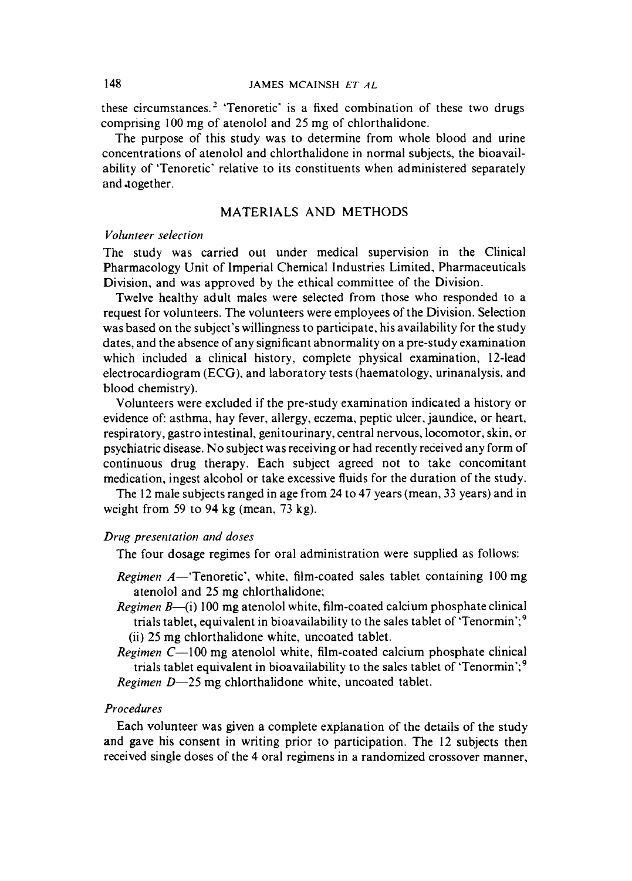these circumstances.[2] 'Tenoretic' is a fixed combination of these two drugs comprising 100 mg of atenolol and 25 mg of chlorthalidone.

The purpose of this study was to determine from whole blood and urine concentrations of atenolol and chlorthalidone in normal subjects, the bioavailability of 'Tenoretic' relative to its constituents when administered separately and together.

## MATERIALS AND METHODS

### *Volunteer selection*

The study was carried out under medical supervision in the Clinical Pharmacology Unit of Imperial Chemical Industries Limited, Pharmaceuticals Division, and was approved by the ethical committee of the Division.

Twelve healthy adult males were selected from those who responded to a request for volunteers. The volunteers were employees of the Division. Selection was based on the subject's willingness to participate, his availability for the study dates, and the absence of any significant abnormality on a pre-study examination which included a clinical history, complete physical examination, 12-lead electrocardiogram (ECG), and laboratory tests (haematology, urinanalysis, and blood chemistry).

Volunteers were excluded if the pre-study examination indicated a history or evidence of: asthma, hay fever, allergy, eczema, peptic ulcer, jaundice, or heart, respiratory, gastro intestinal, genitourinary, central nervous, locomotor, skin, or psychiatric disease. No subject was receiving or had recently received any form of continuous drug therapy. Each subject agreed not to take concomitant medication, ingest alcohol or take excessive fluids for the duration of the study.

The 12 male subjects ranged in age from 24 to 47 years (mean, 33 years) and in weight from 59 to 94 kg (mean, 73 kg).

### *Drug presentation and doses*

The four dosage regimes for oral administration were supplied as follows:

*Regimen A*—'Tenoretic', white, film-coated sales tablet containing 100 mg atenolol and 25 mg chlorthalidone;

*Regimen B*—(i) 100 mg atenolol white, film-coated calcium phosphate clinical trials tablet, equivalent in bioavailability to the sales tablet of 'Tenormin';[9] (ii) 25 mg chlorthalidone white, uncoated tablet.

*Regimen C*—100 mg atenolol white, film-coated calcium phosphate clinical trials tablet equivalent in bioavailability to the sales tablet of 'Tenormin';[9]

*Regimen D*—25 mg chlorthalidone white, uncoated tablet.

### *Procedures*

Each volunteer was given a complete explanation of the details of the study and gave his consent in writing prior to participation. The 12 subjects then received single doses of the 4 oral regimens in a randomized crossover manner,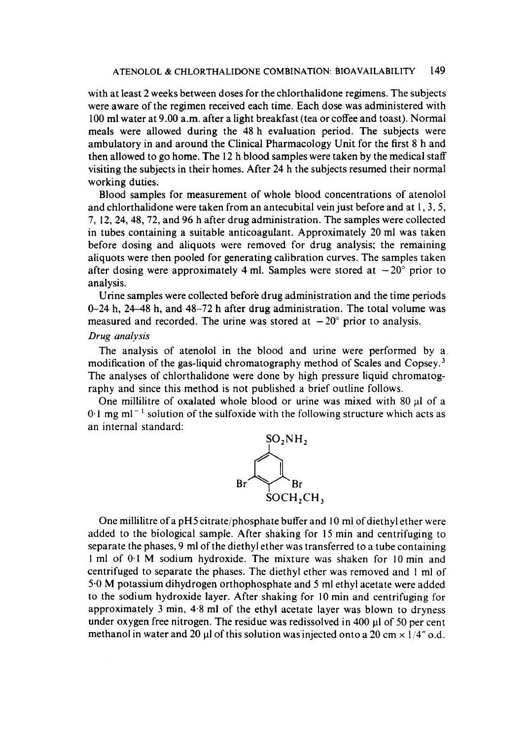with at least 2 weeks between doses for the chlorthalidone regimens. The subjects were aware of the regimen received each time. Each dose was administered with 100 ml water at 9.00 a.m. after a light breakfast (tea or coffee and toast). Normal meals were allowed during the 48 h evaluation period. The subjects were ambulatory in and around the Clinical Pharmacology Unit for the first 8 h and then allowed to go home. The 12 h blood samples were taken by the medical staff visiting the subjects in their homes. After 24 h the subjects resumed their normal working duties.

Blood samples for measurement of whole blood concentrations of atenolol and chlorthalidone were taken from an antecubital vein just before and at 1, 3, 5, 7, 12, 24, 48, 72, and 96 h after drug administration. The samples were collected in tubes containing a suitable anticoagulant. Approximately 20 ml was taken before dosing and aliquots were removed for drug analysis; the remaining aliquots were then pooled for generating calibration curves. The samples taken after dosing were approximately 4 ml. Samples were stored at $-20°$ prior to analysis.

Urine samples were collected before drug administration and the time periods 0–24 h, 24–48 h, and 48–72 h after drug administration. The total volume was measured and recorded. The urine was stored at $-20°$ prior to analysis.

*Drug analysis*

The analysis of atenolol in the blood and urine were performed by a modification of the gas-liquid chromatography method of Scales and Copsey.[3] The analyses of chlorthalidone were done by high pressure liquid chromatography and since this method is not published a brief outline follows.

One millilitre of oxalated whole blood or urine was mixed with 80 μl of a 0·1 mg $ml^{-1}$ solution of the sulfoxide with the following structure which acts as an internal standard:

$SO_2NH_2$

Br Br

$SOCH_2CH_3$

One millilitre of a pH5 citrate/phosphate buffer and 10 ml of diethyl ether were added to the biological sample. After shaking for 15 min and centrifuging to separate the phases, 9 ml of the diethyl ether was transferred to a tube containing 1 ml of 0·1 M sodium hydroxide. The mixture was shaken for 10 min and centrifuged to separate the phases. The diethyl ether was removed and 1 ml of 5·0 M potassium dihydrogen orthophosphate and 5 ml ethyl acetate were added to the sodium hydroxide layer. After shaking for 10 min and centrifuging for approximately 3 min, 4·8 ml of the ethyl acetate layer was blown to dryness under oxygen free nitrogen. The residue was redissolved in 400 μl of 50 per cent methanol in water and 20 μl of this solution was injected onto a 20 cm × 1/4" o.d.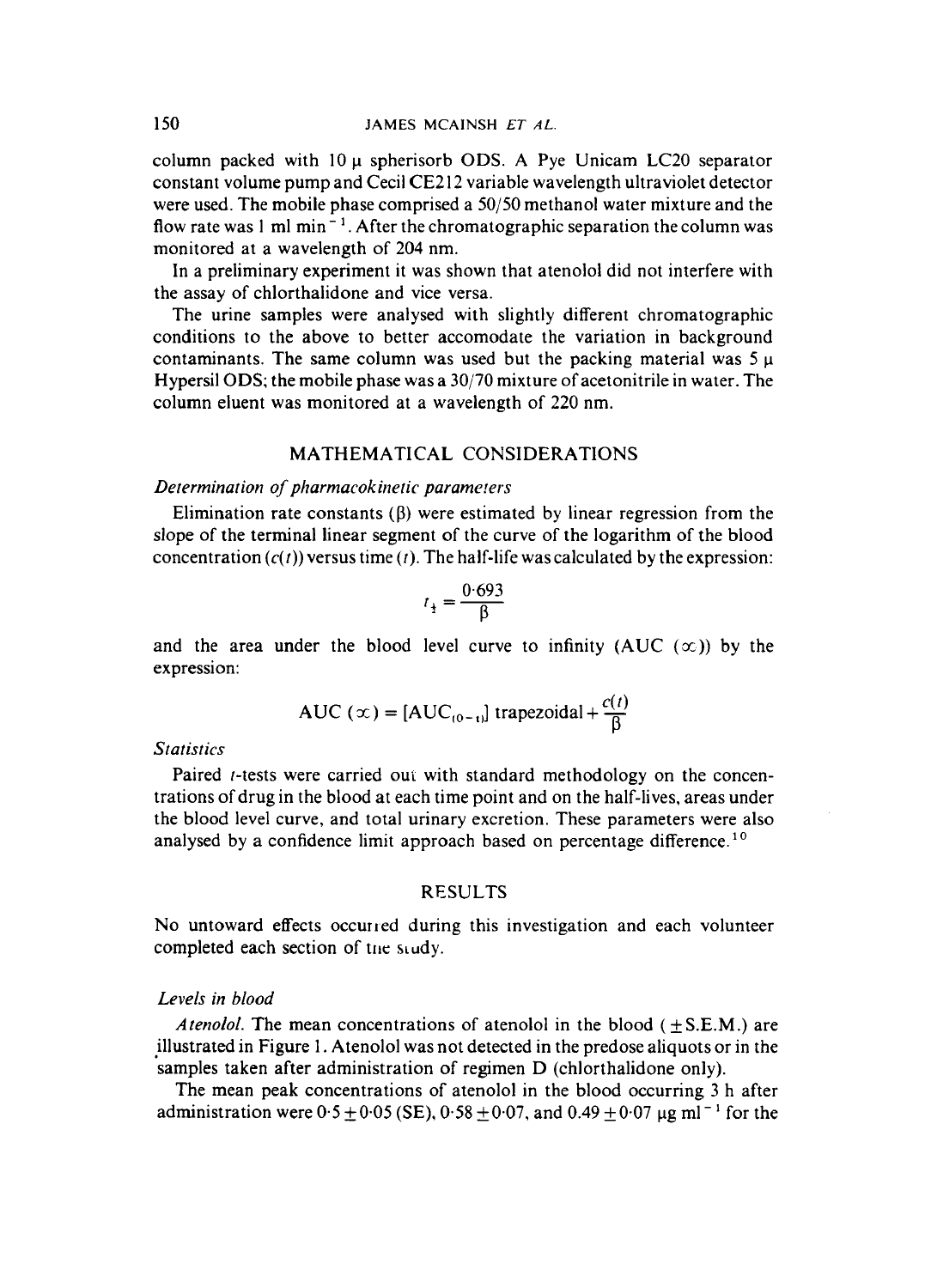column packed with 10 μ spherisorb ODS. A Pye Unicam LC20 separator constant volume pump and Cecil CE212 variable wavelength ultraviolet detector were used. The mobile phase comprised a 50/50 methanol water mixture and the flow rate was 1 ml min$^{-1}$. After the chromatographic separation the column was monitored at a wavelength of 204 nm.

In a preliminary experiment it was shown that atenolol did not interfere with the assay of chlorthalidone and vice versa.

The urine samples were analysed with slightly different chromatographic conditions to the above to better accomodate the variation in background contaminants. The same column was used but the packing material was 5 μ Hypersil ODS; the mobile phase was a 30/70 mixture of acetonitrile in water. The column eluent was monitored at a wavelength of 220 nm.

## MATHEMATICAL CONSIDERATIONS

*Determination of pharmacokinetic parameters*

Elimination rate constants (β) were estimated by linear regression from the slope of the terminal linear segment of the curve of the logarithm of the blood concentration ($c(t)$) versus time ($t$). The half-life was calculated by the expression:

$$t_{\frac{1}{2}} = \frac{0{\cdot}693}{\beta}$$

and the area under the blood level curve to infinity (AUC (∞)) by the expression:

$$\text{AUC}\ (\infty) = [\text{AUC}_{(0-t)}]\ \text{trapezoidal} + \frac{c(t)}{\beta}$$

*Statistics*

Paired $t$-tests were carried out with standard methodology on the concentrations of drug in the blood at each time point and on the half-lives, areas under the blood level curve, and total urinary excretion. These parameters were also analysed by a confidence limit approach based on percentage difference.[10]

## RESULTS

No untoward effects occurred during this investigation and each volunteer completed each section of the study.

*Levels in blood*

*Atenolol.* The mean concentrations of atenolol in the blood (±S.E.M.) are illustrated in Figure 1. Atenolol was not detected in the predose aliquots or in the samples taken after administration of regimen D (chlorthalidone only).

The mean peak concentrations of atenolol in the blood occurring 3 h after administration were 0·5 ± 0·05 (SE), 0·58 ± 0·07, and 0.49 ± 0·07 μg ml$^{-1}$ for the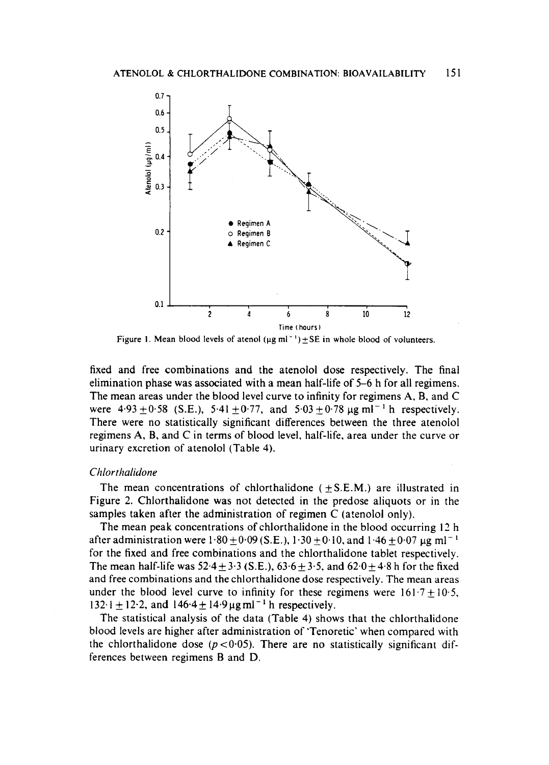Figure 1. Mean blood levels of atenol (μg ml$^{-1}$)±SE in whole blood of volunteers.

fixed and free combinations and the atenolol dose respectively. The final elimination phase was associated with a mean half-life of 5–6 h for all regimens. The mean areas under the blood level curve to infinity for regimens A, B, and C were 4·93±0·58 (S.E.), 5·41±0·77, and 5·03±0·78 μg ml$^{-1}$ h respectively. There were no statistically significant differences between the three atenolol regimens A, B, and C in terms of blood level, half-life, area under the curve or urinary excretion of atenolol (Table 4).

### *Chlorthalidone*

The mean concentrations of chlorthalidone (±S.E.M.) are illustrated in Figure 2. Chlorthalidone was not detected in the predose aliquots or in the samples taken after the administration of regimen C (atenolol only).

The mean peak concentrations of chlorthalidone in the blood occurring 12 h after administration were 1·80±0·09 (S.E.), 1·30±0·10, and 1·46±0·07 μg ml$^{-1}$ for the fixed and free combinations and the chlorthalidone tablet respectively. The mean half-life was 52·4±3·3 (S.E.), 63·6±3·5, and 62·0±4·8 h for the fixed and free combinations and the chlorthalidone dose respectively. The mean areas under the blood level curve to infinity for these regimens were 161·7±10·5, 132·1±12·2, and 146·4±14·9 μg ml$^{-1}$ h respectively.

The statistical analysis of the data (Table 4) shows that the chlorthalidone blood levels are higher after administration of 'Tenoretic' when compared with the chlorthalidone dose ($p<0{\cdot}05$). There are no statistically significant differences between regimens B and D.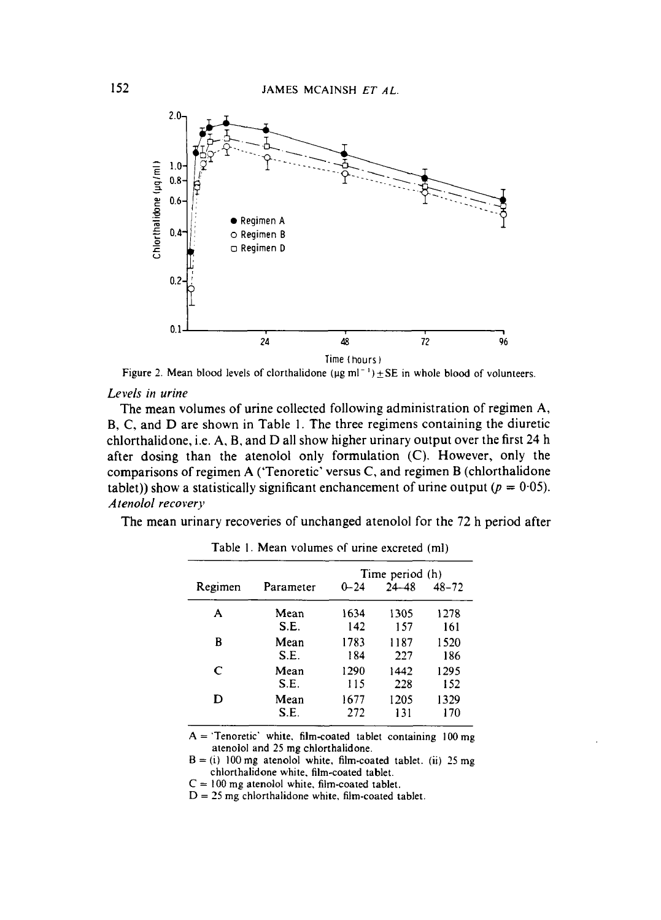Figure 2. Mean blood levels of clorthalidone (μg $ml^{-1}$) ± SE in whole blood of volunteers.

*Levels in urine*

The mean volumes of urine collected following administration of regimen A, B, C, and D are shown in Table 1. The three regimens containing the diuretic chlorthalidone, i.e. A, B, and D all show higher urinary output over the first 24 h after dosing than the atenolol only formulation (C). However, only the comparisons of regimen A ('Tenoretic' versus C, and regimen B (chlorthalidone tablet)) show a statistically significant enchancement of urine output ($p = 0{\cdot}05$).

*Atenolol recovery*

The mean urinary recoveries of unchanged atenolol for the 72 h period after

Table 1. Mean volumes of urine excreted (ml)

| Regimen | Parameter | Time period (h) 0–24 | 24–48 | 48–72 |
|---|---|---|---|---|
| A | Mean | 1634 | 1305 | 1278 |
| | S.E. | 142 | 157 | 161 |
| B | Mean | 1783 | 1187 | 1520 |
| | S.E. | 184 | 227 | 186 |
| C | Mean | 1290 | 1442 | 1295 |
| | S.E. | 115 | 228 | 152 |
| D | Mean | 1677 | 1205 | 1329 |
| | S.E. | 272 | 131 | 170 |

A = 'Tenoretic' white, film-coated tablet containing 100 mg atenolol and 25 mg chlorthalidone.
B = (i) 100 mg atenolol white, film-coated tablet, (ii) 25 mg chlorthalidone white, film-coated tablet.
C = 100 mg atenolol white, film-coated tablet.
D = 25 mg chlorthalidone white, film-coated tablet.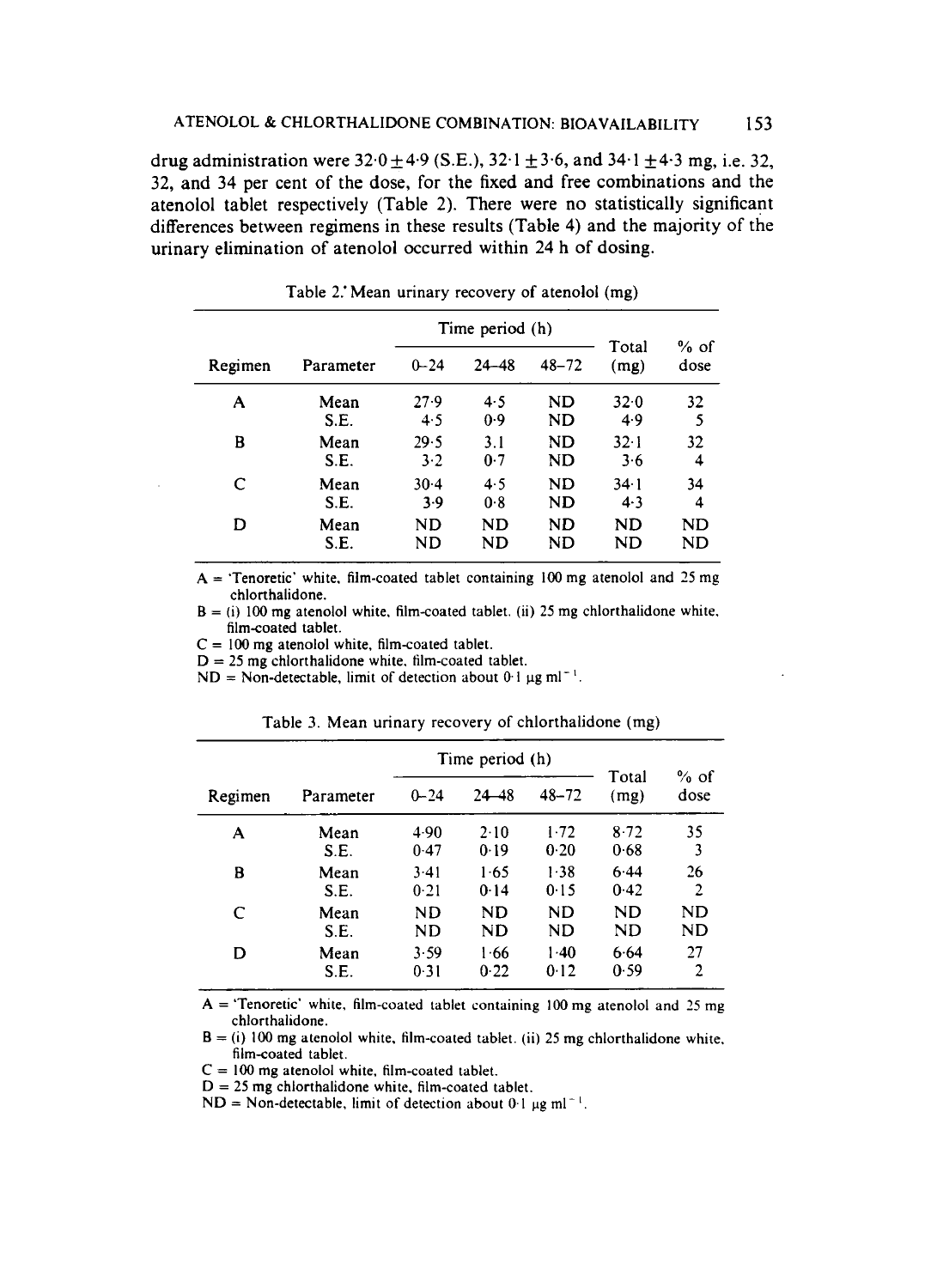drug administration were $32{\cdot}0 \pm 4{\cdot}9$ (S.E.), $32{\cdot}1 \pm 3{\cdot}6$, and $34{\cdot}1 \pm 4{\cdot}3$ mg, i.e. 32, 32, and 34 per cent of the dose, for the fixed and free combinations and the atenolol tablet respectively (Table 2). There were no statistically significant differences between regimens in these results (Table 4) and the majority of the urinary elimination of atenolol occurred within 24 h of dosing.

Table 2. Mean urinary recovery of atenolol (mg)

| Regimen | Parameter | Time period (h) 0–24 | 24–48 | 48–72 | Total (mg) | % of dose |
|---|---|---|---|---|---|---|
| A | Mean | 27·9 | 4·5 | ND | 32·0 | 32 |
| | S.E. | 4·5 | 0·9 | ND | 4·9 | 5 |
| B | Mean | 29·5 | 3·1 | ND | 32·1 | 32 |
| | S.E. | 3·2 | 0·7 | ND | 3·6 | 4 |
| C | Mean | 30·4 | 4·5 | ND | 34·1 | 34 |
| | S.E. | 3·9 | 0·8 | ND | 4·3 | 4 |
| D | Mean | ND | ND | ND | ND | ND |
| | S.E. | ND | ND | ND | ND | ND |

A = 'Tenoretic' white, film-coated tablet containing 100 mg atenolol and 25 mg chlorthalidone.
B = (i) 100 mg atenolol white, film-coated tablet. (ii) 25 mg chlorthalidone white, film-coated tablet.
C = 100 mg atenolol white, film-coated tablet.
D = 25 mg chlorthalidone white, film-coated tablet.
ND = Non-detectable, limit of detection about 0·1 μg ml$^{-1}$.

Table 3. Mean urinary recovery of chlorthalidone (mg)

| Regimen | Parameter | Time period (h) 0–24 | 24–48 | 48–72 | Total (mg) | % of dose |
|---|---|---|---|---|---|---|
| A | Mean | 4·90 | 2·10 | 1·72 | 8·72 | 35 |
| | S.E. | 0·47 | 0·19 | 0·20 | 0·68 | 3 |
| B | Mean | 3·41 | 1·65 | 1·38 | 6·44 | 26 |
| | S.E. | 0·21 | 0·14 | 0·15 | 0·42 | 2 |
| C | Mean | ND | ND | ND | ND | ND |
| | S.E. | ND | ND | ND | ND | ND |
| D | Mean | 3·59 | 1·66 | 1·40 | 6·64 | 27 |
| | S.E. | 0·31 | 0·22 | 0·12 | 0·59 | 2 |

A = 'Tenoretic' white, film-coated tablet containing 100 mg atenolol and 25 mg chlorthalidone.
B = (i) 100 mg atenolol white, film-coated tablet. (ii) 25 mg chlorthalidone white, film-coated tablet.
C = 100 mg atenolol white, film-coated tablet.
D = 25 mg chlorthalidone white, film-coated tablet.
ND = Non-detectable, limit of detection about 0·1 μg ml$^{-1}$.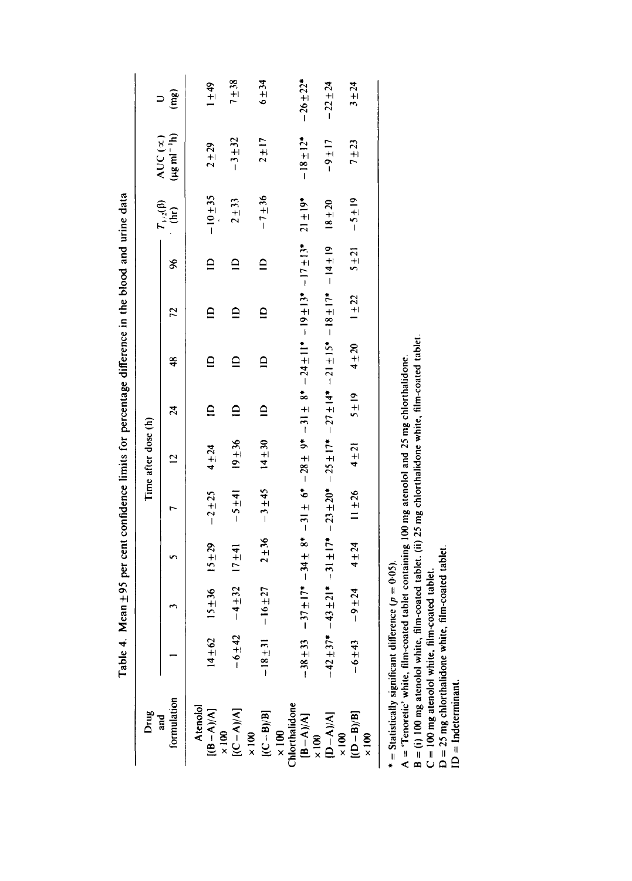Table 4. Mean ± 95 per cent confidence limits for percentage difference in the blood and urine data

| Drug and formulation | Time after dose (h) | | | | | | | | | $T_{1/2}(\beta)$ (hr) | AUC (∞) ($\mu g\ ml^{-1}h$) | U (mg) |
|---|---|---|---|---|---|---|---|---|---|---|---|---|
| | 1 | 3 | 5 | 7 | 12 | 24 | 48 | 72 | 96 | | | |
| **Atenolol** | | | | | | | | | | | | |
| [(B − A)/A] × 100 | 14 ± 62 | 15 ± 36 | 15 ± 29 | −2 ± 25 | 4 ± 24 | ID | ID | ID | ID | −10 ± 35 | 2 ± 29 | 1 ± 49 |
| [(C − A)/A] × 100 | −6 ± 42 | −4 ± 32 | 17 ± 41 | −5 ± 41 | 19 ± 36 | ID | ID | ID | ID | 2 ± 33 | −3 ± 32 | 7 ± 38 |
| [(C − B)/B] × 100 | −18 ± 31 | −16 ± 27 | 2 ± 36 | −3 ± 45 | 14 ± 30 | ID | ID | ID | ID | −7 ± 36 | 2 ± 17 | 6 ± 34 |
| **Chlorthalidone** | | | | | | | | | | | | |
| [B − A)/A] × 100 | −38 ± 33 | −37 ± 17* | −34 ± 8* | −31 ± 6* | −28 ± 9* | −31 ± 8* | −24 ± 11* | −19 ± 13* | −17 ± 13* | 21 ± 19* | −18 ± 12* | −26 ± 22* |
| [D − A)/A] × 100 | −42 ± 37* | −43 ± 21* | −31 ± 17* | −23 ± 20* | −25 ± 17* | −27 ± 14* | −21 ± 15* | −18 ± 17* | −14 ± 19 | 18 ± 20 | −9 ± 17 | −22 ± 24 |
| [(D − B)/B] × 100 | −6 ± 43 | −9 ± 24 | 4 ± 24 | 11 ± 26 | 4 ± 21 | 5 ± 19 | 4 ± 20 | 1 ± 22 | 5 ± 21 | −5 ± 19 | 7 ± 23 | 3 ± 24 |

* = Statistically significant difference ($p = 0{\cdot}05$).
A = 'Tenoretic' white, film-coated tablet containing 100 mg atenolol and 25 mg chlorthalidone.
B = (i) 100 mg atenolol white, film-coated tablet. (ii) 25 mg chlorthalidone white, film-coated tablet.
C = 100 mg atenolol white, film-coated tablet.
D = 25 mg chlorthalidone white, film-coated tablet.
ID = Indeterminant.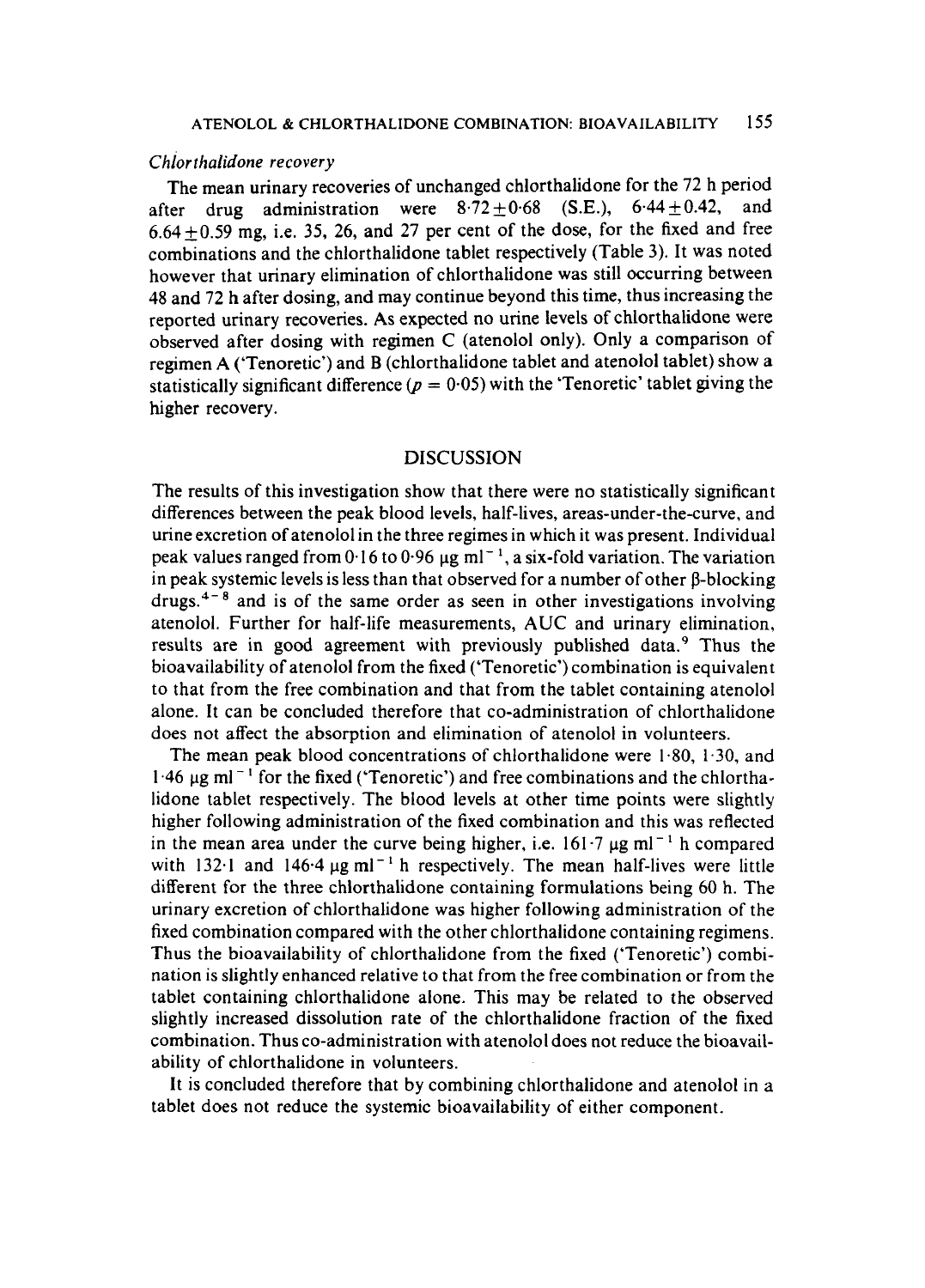*Chlorthalidone recovery*

The mean urinary recoveries of unchanged chlorthalidone for the 72 h period after drug administration were $8 \cdot 72 \pm 0 \cdot 68$ (S.E.), $6 \cdot 44 \pm 0.42$, and $6.64 \pm 0.59$ mg, i.e. 35, 26, and 27 per cent of the dose, for the fixed and free combinations and the chlorthalidone tablet respectively (Table 3). It was noted however that urinary elimination of chlorthalidone was still occurring between 48 and 72 h after dosing, and may continue beyond this time, thus increasing the reported urinary recoveries. As expected no urine levels of chlorthalidone were observed after dosing with regimen C (atenolol only). Only a comparison of regimen A ('Tenoretic') and B (chlorthalidone tablet and atenolol tablet) show a statistically significant difference ($p = 0 \cdot 05$) with the 'Tenoretic' tablet giving the higher recovery.

## DISCUSSION

The results of this investigation show that there were no statistically significant differences between the peak blood levels, half-lives, areas-under-the-curve, and urine excretion of atenolol in the three regimes in which it was present. Individual peak values ranged from 0·16 to 0·96 μg ml$^{-1}$, a six-fold variation. The variation in peak systemic levels is less than that observed for a number of other β-blocking drugs.[4-8] and is of the same order as seen in other investigations involving atenolol. Further for half-life measurements, AUC and urinary elimination, results are in good agreement with previously published data.[9] Thus the bioavailability of atenolol from the fixed ('Tenoretic') combination is equivalent to that from the free combination and that from the tablet containing atenolol alone. It can be concluded therefore that co-administration of chlorthalidone does not affect the absorption and elimination of atenolol in volunteers.

The mean peak blood concentrations of chlorthalidone were 1·80, 1·30, and 1·46 μg ml$^{-1}$ for the fixed ('Tenoretic') and free combinations and the chlorthalidone tablet respectively. The blood levels at other time points were slightly higher following administration of the fixed combination and this was reflected in the mean area under the curve being higher, i.e. 161·7 μg ml$^{-1}$ h compared with 132·1 and 146·4 μg ml$^{-1}$ h respectively. The mean half-lives were little different for the three chlorthalidone containing formulations being 60 h. The urinary excretion of chlorthalidone was higher following administration of the fixed combination compared with the other chlorthalidone containing regimens. Thus the bioavailability of chlorthalidone from the fixed ('Tenoretic') combination is slightly enhanced relative to that from the free combination or from the tablet containing chlorthalidone alone. This may be related to the observed slightly increased dissolution rate of the chlorthalidone fraction of the fixed combination. Thus co-administration with atenolol does not reduce the bioavailability of chlorthalidone in volunteers.

It is concluded therefore that by combining chlorthalidone and atenolol in a tablet does not reduce the systemic bioavailability of either component.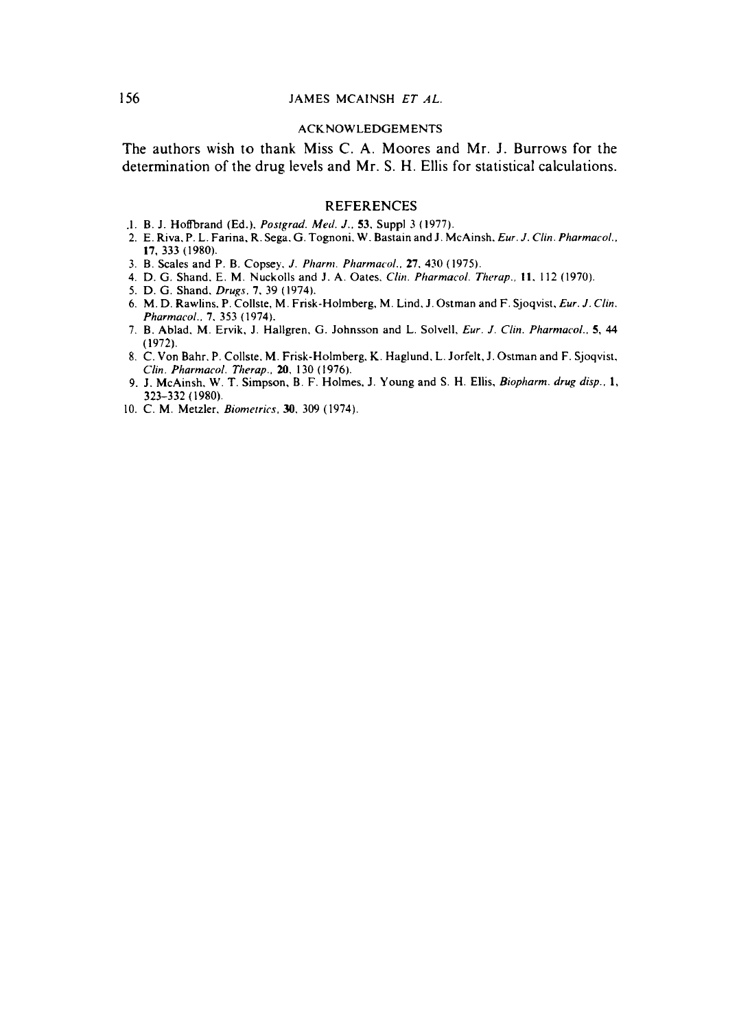## ACKNOWLEDGEMENTS

The authors wish to thank Miss C. A. Moores and Mr. J. Burrows for the determination of the drug levels and Mr. S. H. Ellis for statistical calculations.

## REFERENCES

1. B. J. Hoffbrand (Ed.), *Postgrad. Med. J.*, **53**, Suppl 3 (1977).
2. E. Riva, P. L. Farina, R. Sega, G. Tognoni, W. Bastain and J. McAinsh, *Eur. J. Clin. Pharmacol.*, **17**, 333 (1980).
3. B. Scales and P. B. Copsey, *J. Pharm. Pharmacol.*, **27**, 430 (1975).
4. D. G. Shand, E. M. Nuckolls and J. A. Oates, *Clin. Pharmacol. Therap.*, **11**, 112 (1970).
5. D. G. Shand, *Drugs*, **7**, 39 (1974).
6. M. D. Rawlins, P. Collste, M. Frisk-Holmberg, M. Lind, J. Ostman and F. Sjoqvist, *Eur. J. Clin. Pharmacol.*, **7**, 353 (1974).
7. B. Ablad, M. Ervik, J. Hallgren, G. Johnsson and L. Solvell, *Eur. J. Clin. Pharmacol.*, **5**, 44 (1972).
8. C. Von Bahr, P. Collste, M. Frisk-Holmberg, K. Haglund, L. Jorfelt, J. Ostman and F. Sjoqvist, *Clin. Pharmacol. Therap.*, **20**, 130 (1976).
9. J. McAinsh, W. T. Simpson, B. F. Holmes, J. Young and S. H. Ellis, *Biopharm. drug disp.*, **1**, 323–332 (1980).
10. C. M. Metzler, *Biometrics*, **30**, 309 (1974).